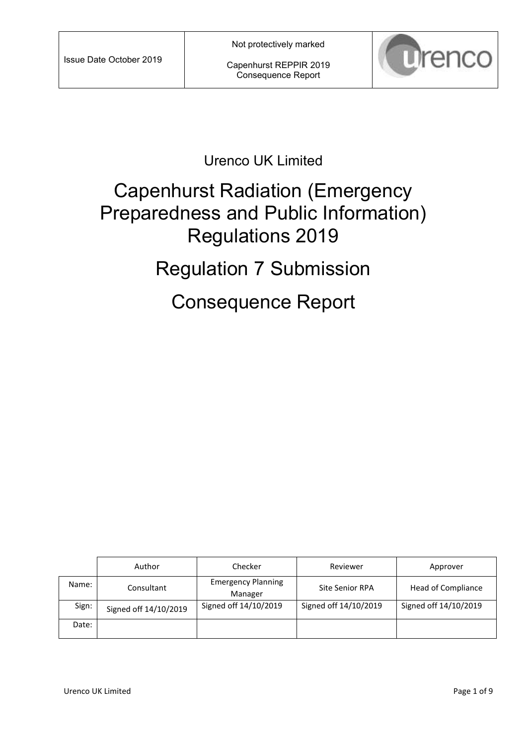| Issue Date October 2019 | Not protectively marked<br><br>Capenhurst REPPIR 2019 Consequence Report | urenco |
|---|---|---|

Urenco UK Limited

# Capenhurst Radiation (Emergency Preparedness and Public Information) Regulations 2019

# Regulation 7 Submission

# Consequence Report

| | Author | Checker | Reviewer | Approver |
|---|---|---|---|---|
| Name: | Consultant | Emergency Planning Manager | Site Senior RPA | Head of Compliance |
| Sign: | Signed off 14/10/2019 | Signed off 14/10/2019 | Signed off 14/10/2019 | Signed off 14/10/2019 |
| Date: | | | | |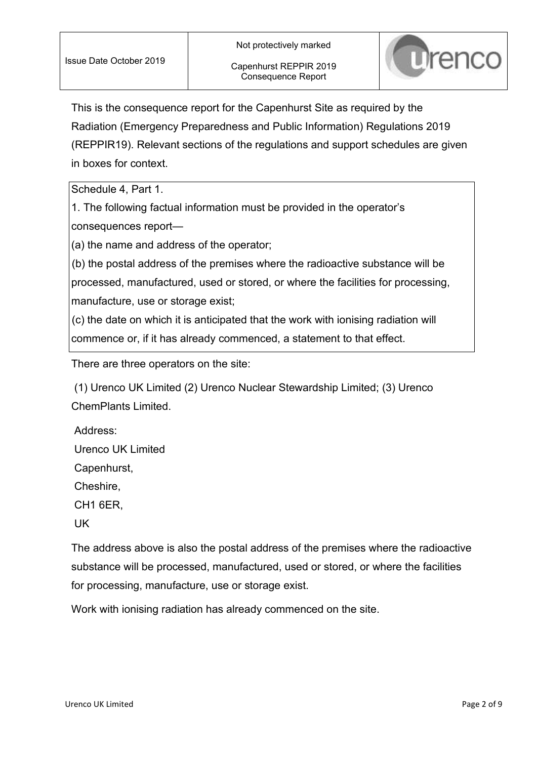This is the consequence report for the Capenhurst Site as required by the Radiation (Emergency Preparedness and Public Information) Regulations 2019 (REPPIR19). Relevant sections of the regulations and support schedules are given in boxes for context.

> Schedule 4, Part 1.
>
> 1. The following factual information must be provided in the operator's consequences report—
>
> (a) the name and address of the operator;
>
> (b) the postal address of the premises where the radioactive substance will be processed, manufactured, used or stored, or where the facilities for processing, manufacture, use or storage exist;
>
> (c) the date on which it is anticipated that the work with ionising radiation will commence or, if it has already commenced, a statement to that effect.

There are three operators on the site:

(1) Urenco UK Limited (2) Urenco Nuclear Stewardship Limited; (3) Urenco ChemPlants Limited.

Address:
Urenco UK Limited
Capenhurst,
Cheshire,
CH1 6ER,
UK

The address above is also the postal address of the premises where the radioactive substance will be processed, manufactured, used or stored, or where the facilities for processing, manufacture, use or storage exist.

Work with ionising radiation has already commenced on the site.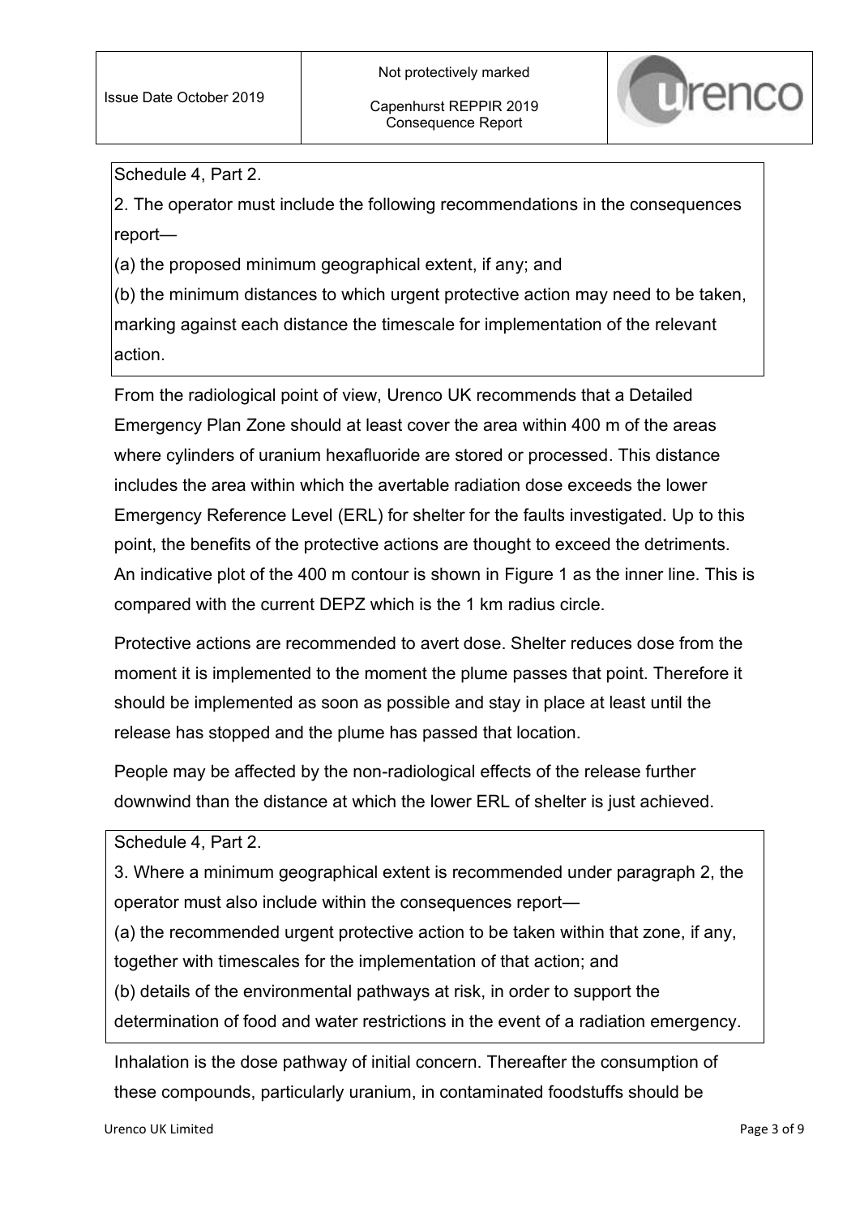Schedule 4, Part 2.

2. The operator must include the following recommendations in the consequences report—

(a) the proposed minimum geographical extent, if any; and

(b) the minimum distances to which urgent protective action may need to be taken, marking against each distance the timescale for implementation of the relevant action.

From the radiological point of view, Urenco UK recommends that a Detailed Emergency Plan Zone should at least cover the area within 400 m of the areas where cylinders of uranium hexafluoride are stored or processed. This distance includes the area within which the avertable radiation dose exceeds the lower Emergency Reference Level (ERL) for shelter for the faults investigated. Up to this point, the benefits of the protective actions are thought to exceed the detriments. An indicative plot of the 400 m contour is shown in Figure 1 as the inner line. This is compared with the current DEPZ which is the 1 km radius circle.

Protective actions are recommended to avert dose. Shelter reduces dose from the moment it is implemented to the moment the plume passes that point. Therefore it should be implemented as soon as possible and stay in place at least until the release has stopped and the plume has passed that location.

People may be affected by the non-radiological effects of the release further downwind than the distance at which the lower ERL of shelter is just achieved.

Schedule 4, Part 2.

3. Where a minimum geographical extent is recommended under paragraph 2, the operator must also include within the consequences report—

(a) the recommended urgent protective action to be taken within that zone, if any, together with timescales for the implementation of that action; and

(b) details of the environmental pathways at risk, in order to support the determination of food and water restrictions in the event of a radiation emergency.

Inhalation is the dose pathway of initial concern. Thereafter the consumption of these compounds, particularly uranium, in contaminated foodstuffs should be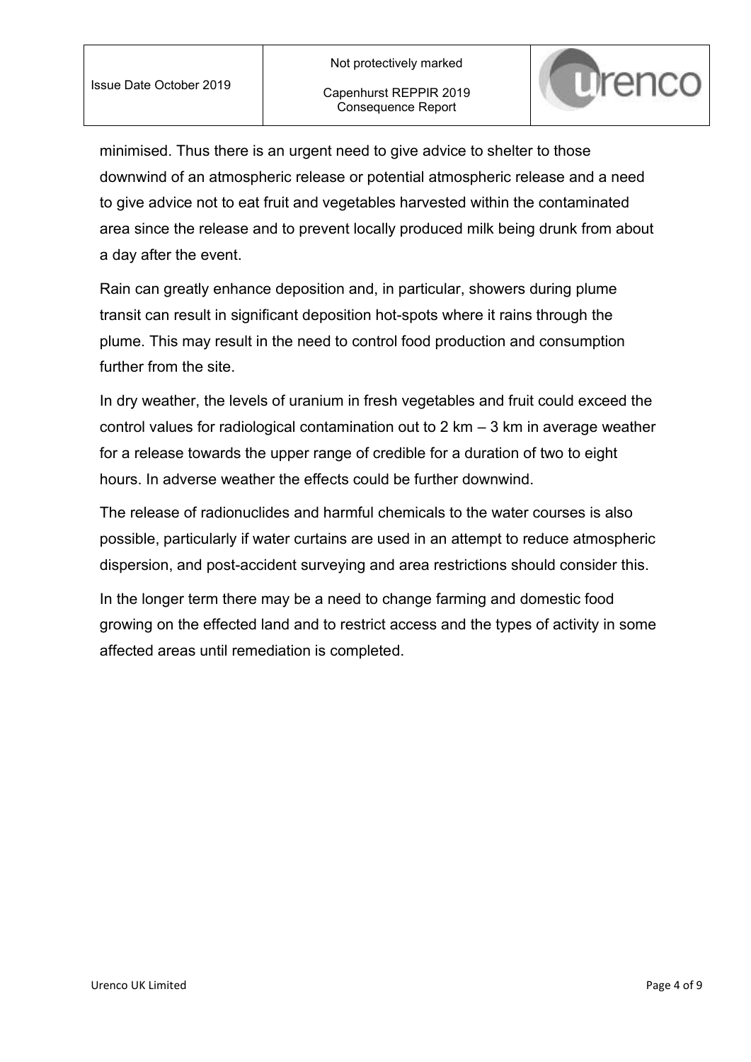minimised. Thus there is an urgent need to give advice to shelter to those downwind of an atmospheric release or potential atmospheric release and a need to give advice not to eat fruit and vegetables harvested within the contaminated area since the release and to prevent locally produced milk being drunk from about a day after the event.

Rain can greatly enhance deposition and, in particular, showers during plume transit can result in significant deposition hot-spots where it rains through the plume. This may result in the need to control food production and consumption further from the site.

In dry weather, the levels of uranium in fresh vegetables and fruit could exceed the control values for radiological contamination out to 2 km – 3 km in average weather for a release towards the upper range of credible for a duration of two to eight hours. In adverse weather the effects could be further downwind.

The release of radionuclides and harmful chemicals to the water courses is also possible, particularly if water curtains are used in an attempt to reduce atmospheric dispersion, and post-accident surveying and area restrictions should consider this.

In the longer term there may be a need to change farming and domestic food growing on the effected land and to restrict access and the types of activity in some affected areas until remediation is completed.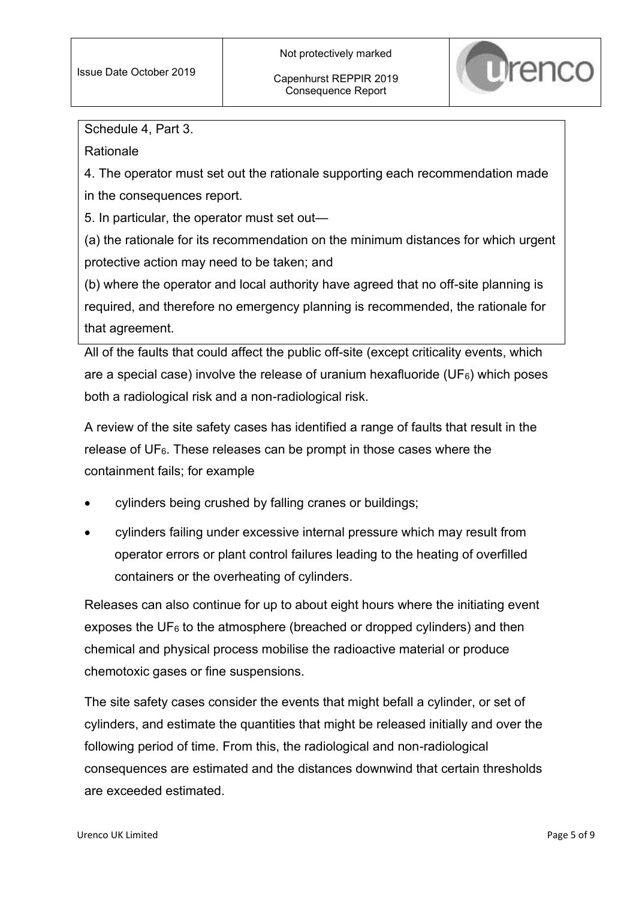Schedule 4, Part 3.

Rationale

4. The operator must set out the rationale supporting each recommendation made in the consequences report.

5. In particular, the operator must set out—

(a) the rationale for its recommendation on the minimum distances for which urgent protective action may need to be taken; and

(b) where the operator and local authority have agreed that no off-site planning is required, and therefore no emergency planning is recommended, the rationale for that agreement.

All of the faults that could affect the public off-site (except criticality events, which are a special case) involve the release of uranium hexafluoride ($UF_6$) which poses both a radiological risk and a non-radiological risk.

A review of the site safety cases has identified a range of faults that result in the release of $UF_6$. These releases can be prompt in those cases where the containment fails; for example

- cylinders being crushed by falling cranes or buildings;
- cylinders failing under excessive internal pressure which may result from operator errors or plant control failures leading to the heating of overfilled containers or the overheating of cylinders.

Releases can also continue for up to about eight hours where the initiating event exposes the $UF_6$ to the atmosphere (breached or dropped cylinders) and then chemical and physical process mobilise the radioactive material or produce chemotoxic gases or fine suspensions.

The site safety cases consider the events that might befall a cylinder, or set of cylinders, and estimate the quantities that might be released initially and over the following period of time. From this, the radiological and non-radiological consequences are estimated and the distances downwind that certain thresholds are exceeded estimated.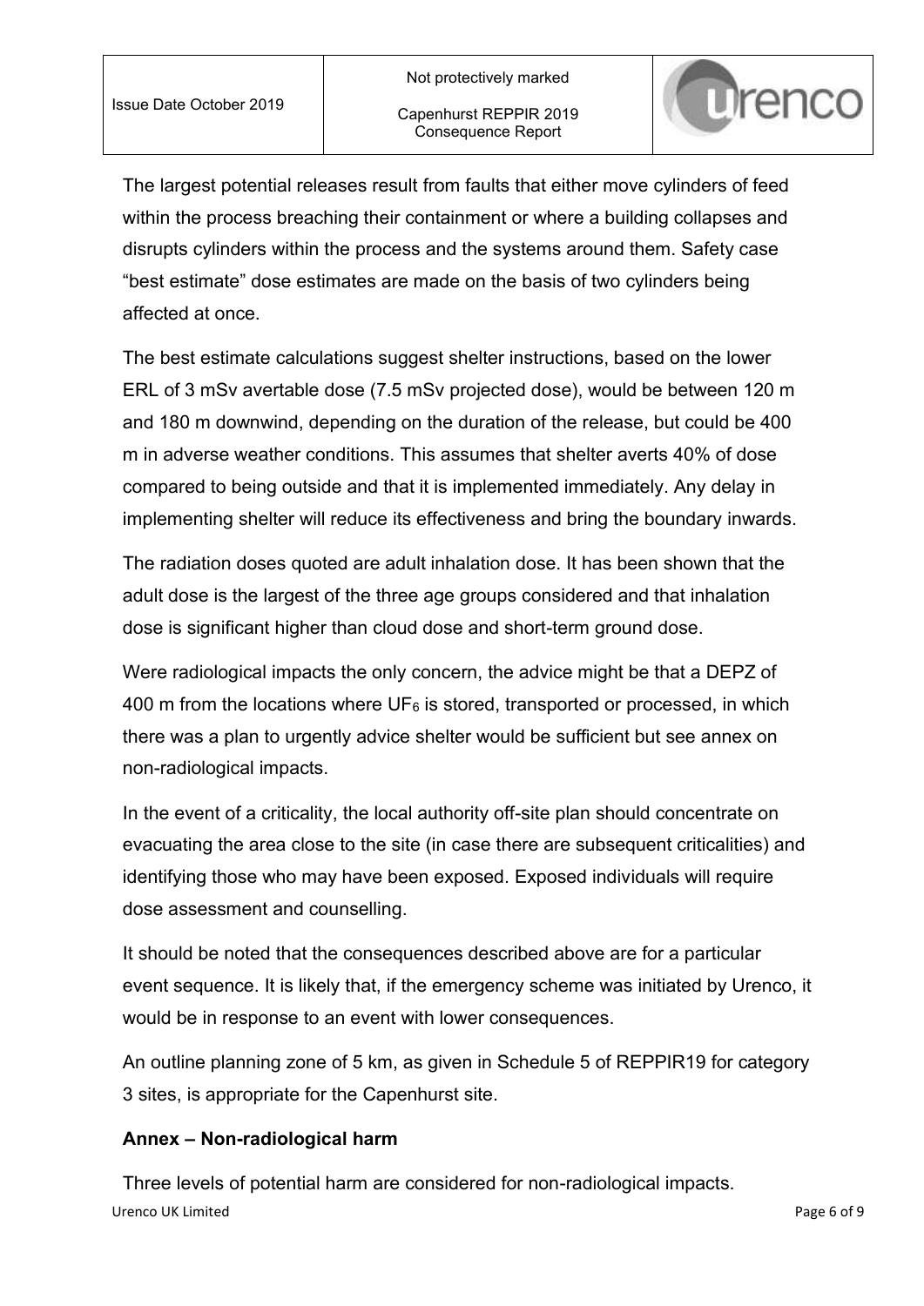The largest potential releases result from faults that either move cylinders of feed within the process breaching their containment or where a building collapses and disrupts cylinders within the process and the systems around them. Safety case “best estimate” dose estimates are made on the basis of two cylinders being affected at once.

The best estimate calculations suggest shelter instructions, based on the lower ERL of 3 mSv avertable dose (7.5 mSv projected dose), would be between 120 m and 180 m downwind, depending on the duration of the release, but could be 400 m in adverse weather conditions. This assumes that shelter averts 40% of dose compared to being outside and that it is implemented immediately. Any delay in implementing shelter will reduce its effectiveness and bring the boundary inwards.

The radiation doses quoted are adult inhalation dose. It has been shown that the adult dose is the largest of the three age groups considered and that inhalation dose is significant higher than cloud dose and short-term ground dose.

Were radiological impacts the only concern, the advice might be that a DEPZ of 400 m from the locations where $UF_6$ is stored, transported or processed, in which there was a plan to urgently advice shelter would be sufficient but see annex on non-radiological impacts.

In the event of a criticality, the local authority off-site plan should concentrate on evacuating the area close to the site (in case there are subsequent criticalities) and identifying those who may have been exposed. Exposed individuals will require dose assessment and counselling.

It should be noted that the consequences described above are for a particular event sequence. It is likely that, if the emergency scheme was initiated by Urenco, it would be in response to an event with lower consequences.

An outline planning zone of 5 km, as given in Schedule 5 of REPPIR19 for category 3 sites, is appropriate for the Capenhurst site.

## Annex – Non-radiological harm

Three levels of potential harm are considered for non-radiological impacts.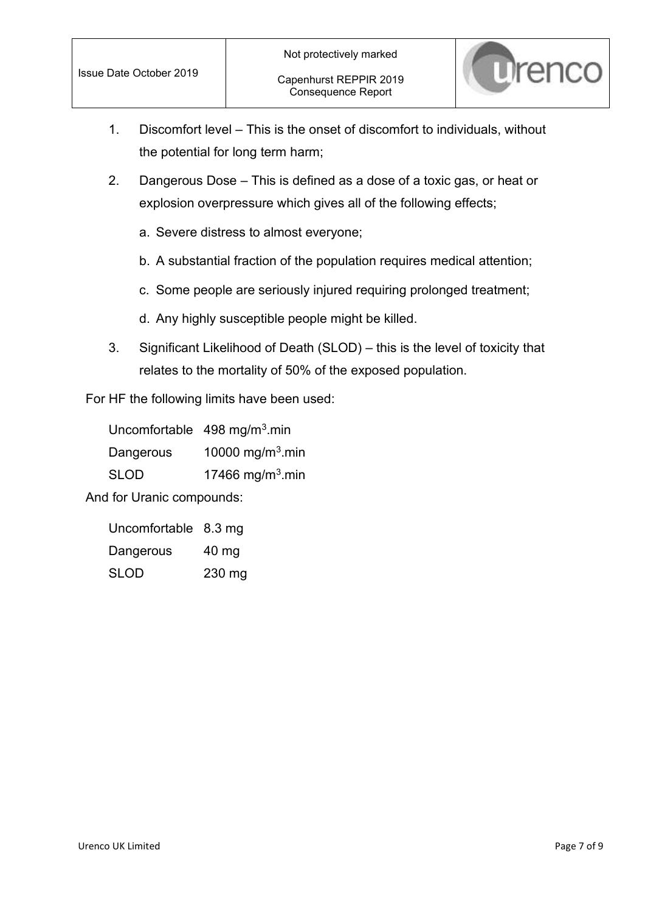1. Discomfort level – This is the onset of discomfort to individuals, without the potential for long term harm;
2. Dangerous Dose – This is defined as a dose of a toxic gas, or heat or explosion overpressure which gives all of the following effects;
   a. Severe distress to almost everyone;
   b. A substantial fraction of the population requires medical attention;
   c. Some people are seriously injured requiring prolonged treatment;
   d. Any highly susceptible people might be killed.
3. Significant Likelihood of Death (SLOD) – this is the level of toxicity that relates to the mortality of 50% of the exposed population.

For HF the following limits have been used:

| | |
|---|---|
| Uncomfortable | 498 $mg/m^3$.min |
| Dangerous | 10000 $mg/m^3$.min |
| SLOD | 17466 $mg/m^3$.min |

And for Uranic compounds:

| | |
|---|---|
| Uncomfortable | 8.3 mg |
| Dangerous | 40 mg |
| SLOD | 230 mg |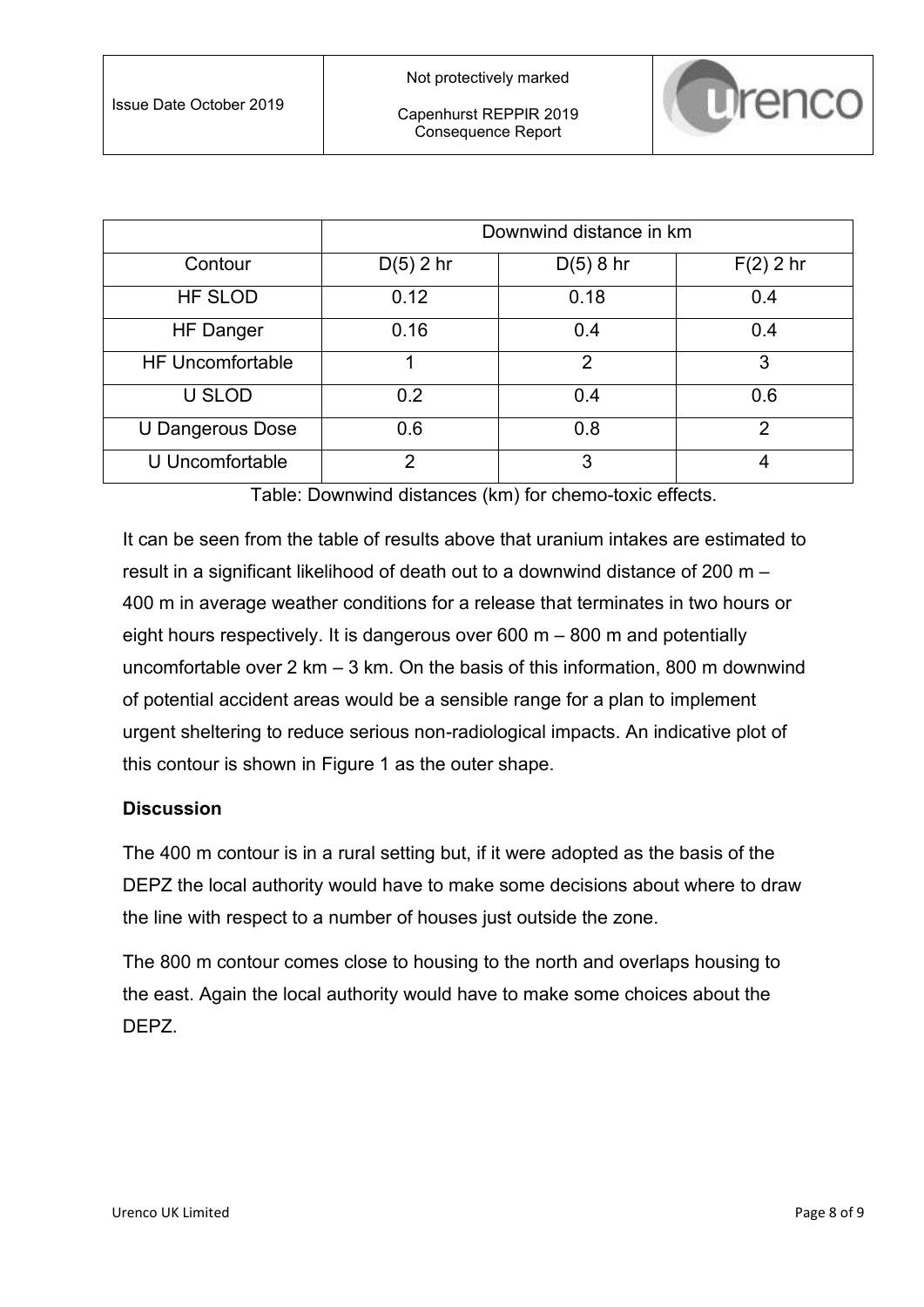| | Downwind distance in km | | |
|---|---|---|---|
| Contour | D(5) 2 hr | D(5) 8 hr | F(2) 2 hr |
| HF SLOD | 0.12 | 0.18 | 0.4 |
| HF Danger | 0.16 | 0.4 | 0.4 |
| HF Uncomfortable | 1 | 2 | 3 |
| U SLOD | 0.2 | 0.4 | 0.6 |
| U Dangerous Dose | 0.6 | 0.8 | 2 |
| U Uncomfortable | 2 | 3 | 4 |

Table: Downwind distances (km) for chemo-toxic effects.

It can be seen from the table of results above that uranium intakes are estimated to result in a significant likelihood of death out to a downwind distance of 200 m – 400 m in average weather conditions for a release that terminates in two hours or eight hours respectively. It is dangerous over 600 m – 800 m and potentially uncomfortable over 2 km – 3 km. On the basis of this information, 800 m downwind of potential accident areas would be a sensible range for a plan to implement urgent sheltering to reduce serious non-radiological impacts. An indicative plot of this contour is shown in Figure 1 as the outer shape.

**Discussion**

The 400 m contour is in a rural setting but, if it were adopted as the basis of the DEPZ the local authority would have to make some decisions about where to draw the line with respect to a number of houses just outside the zone.

The 800 m contour comes close to housing to the north and overlaps housing to the east. Again the local authority would have to make some choices about the DEPZ.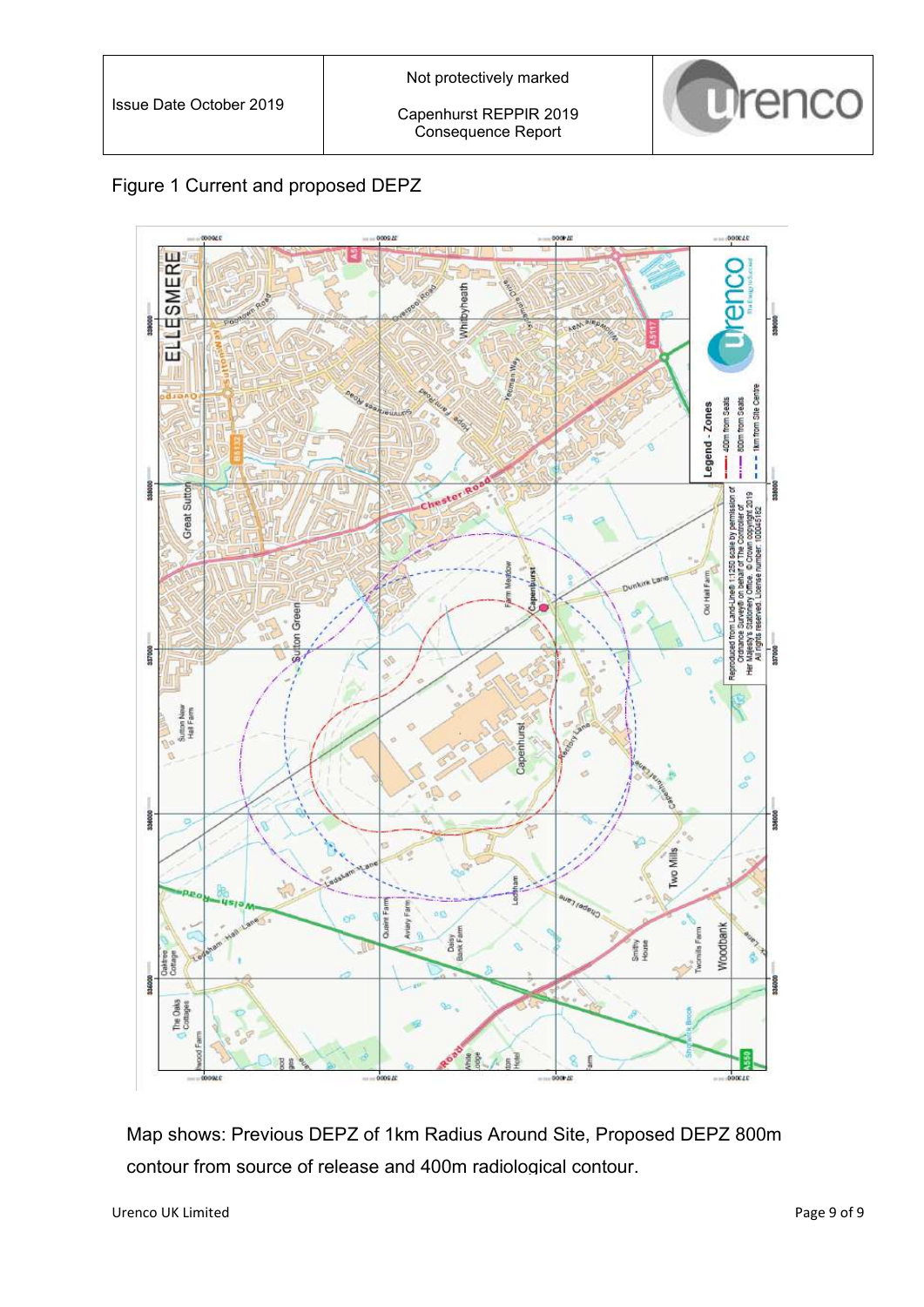Figure 1 Current and proposed DEPZ

Legend - Zones

400m from Seals

800m from Seals

1km from Site Centre

Reproduced from Land-Line® 1:1250 scale by permission of Ordnance Survey® on behalf of The Controller of Her Majesty's Stationery Office. © Crown copyright 2019 All rights reserved. License number: 100045182

Map shows: Previous DEPZ of 1km Radius Around Site, Proposed DEPZ 800m contour from source of release and 400m radiological contour.